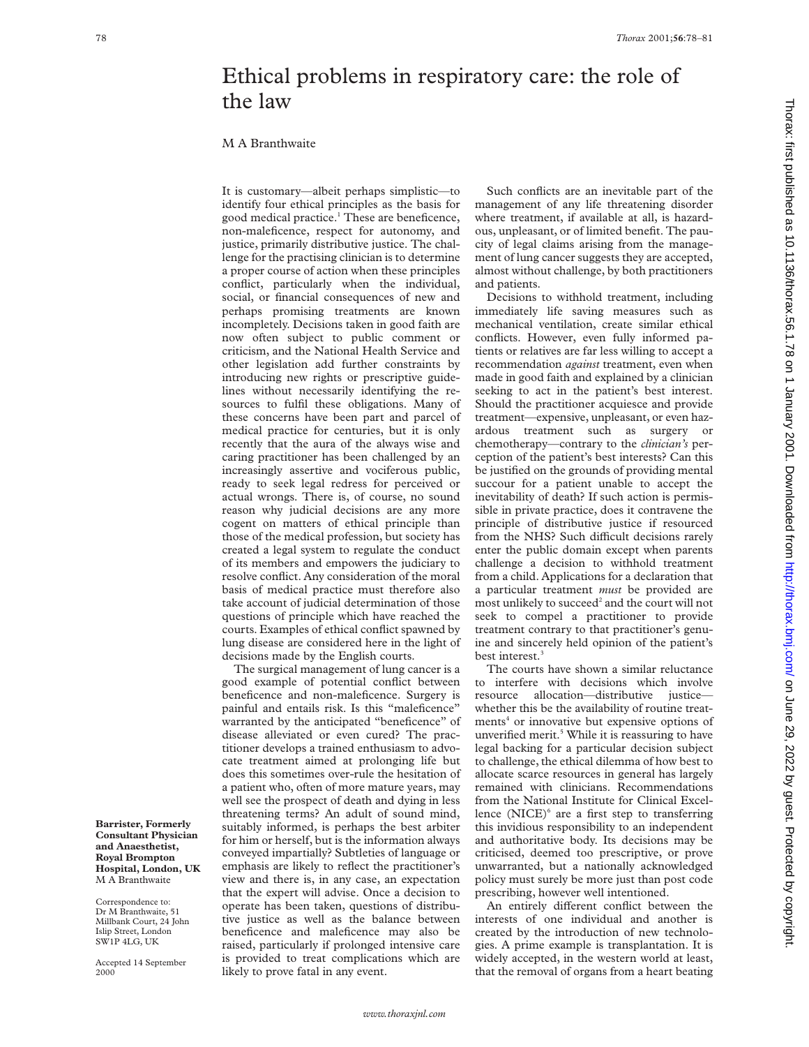# Ethical problems in respiratory care: the role of the law

M A Branthwaite

**Barrister, Formerly Consultant Physician and Anaesthetist, Royal Brompton Hospital, London, UK**
M A Branthwaite

Correspondence to: Dr M Branthwaite, 51 Millbank Court, 24 John Islip Street, London SW1P 4LG, UK

Accepted 14 September 2000

It is customary—albeit perhaps simplistic—to identify four ethical principles as the basis for good medical practice.[1] These are beneficence, non-maleficence, respect for autonomy, and justice, primarily distributive justice. The challenge for the practising clinician is to determine a proper course of action when these principles conflict, particularly when the individual, social, or financial consequences of new and perhaps promising treatments are known incompletely. Decisions taken in good faith are now often subject to public comment or criticism, and the National Health Service and other legislation add further constraints by introducing new rights or prescriptive guidelines without necessarily identifying the resources to fulfil these obligations. Many of these concerns have been part and parcel of medical practice for centuries, but it is only recently that the aura of the always wise and caring practitioner has been challenged by an increasingly assertive and vociferous public, ready to seek legal redress for perceived or actual wrongs. There is, of course, no sound reason why judicial decisions are any more cogent on matters of ethical principle than those of the medical profession, but society has created a legal system to regulate the conduct of its members and empowers the judiciary to resolve conflict. Any consideration of the moral basis of medical practice must therefore also take account of judicial determination of those questions of principle which have reached the courts. Examples of ethical conflict spawned by lung disease are considered here in the light of decisions made by the English courts.

The surgical management of lung cancer is a good example of potential conflict between beneficence and non-maleficence. Surgery is painful and entails risk. Is this "maleficence" warranted by the anticipated "beneficence" of disease alleviated or even cured? The practitioner develops a trained enthusiasm to advocate treatment aimed at prolonging life but does this sometimes over-rule the hesitation of a patient who, often of more mature years, may well see the prospect of death and dying in less threatening terms? An adult of sound mind, suitably informed, is perhaps the best arbiter for him or herself, but is the information always conveyed impartially? Subtleties of language or emphasis are likely to reflect the practitioner's view and there is, in any case, an expectation that the expert will advise. Once a decision to operate has been taken, questions of distributive justice as well as the balance between beneficence and maleficence may also be raised, particularly if prolonged intensive care is provided to treat complications which are likely to prove fatal in any event.

Such conflicts are an inevitable part of the management of any life threatening disorder where treatment, if available at all, is hazardous, unpleasant, or of limited benefit. The paucity of legal claims arising from the management of lung cancer suggests they are accepted, almost without challenge, by both practitioners and patients.

Decisions to withhold treatment, including immediately life saving measures such as mechanical ventilation, create similar ethical conflicts. However, even fully informed patients or relatives are far less willing to accept a recommendation *against* treatment, even when made in good faith and explained by a clinician seeking to act in the patient's best interest. Should the practitioner acquiesce and provide treatment—expensive, unpleasant, or even hazardous treatment such as surgery or chemotherapy—contrary to the *clinician's* perception of the patient's best interests? Can this be justified on the grounds of providing mental succour for a patient unable to accept the inevitability of death? If such action is permissible in private practice, does it contravene the principle of distributive justice if resourced from the NHS? Such difficult decisions rarely enter the public domain except when parents challenge a decision to withhold treatment from a child. Applications for a declaration that a particular treatment *must* be provided are most unlikely to succeed[2] and the court will not seek to compel a practitioner to provide treatment contrary to that practitioner's genuine and sincerely held opinion of the patient's best interest.[3]

The courts have shown a similar reluctance to interfere with decisions which involve resource allocation—distributive justice—whether this be the availability of routine treatments[4] or innovative but expensive options of unverified merit.[5] While it is reassuring to have legal backing for a particular decision subject to challenge, the ethical dilemma of how best to allocate scarce resources in general has largely remained with clinicians. Recommendations from the National Institute for Clinical Excellence (NICE)[6] are a first step to transferring this invidious responsibility to an independent and authoritative body. Its decisions may be criticised, deemed too prescriptive, or prove unwarranted, but a nationally acknowledged policy must surely be more just than post code prescribing, however well intentioned.

An entirely different conflict between the interests of one individual and another is created by the introduction of new technologies. A prime example is transplantation. It is widely accepted, in the western world at least, that the removal of organs from a heart beating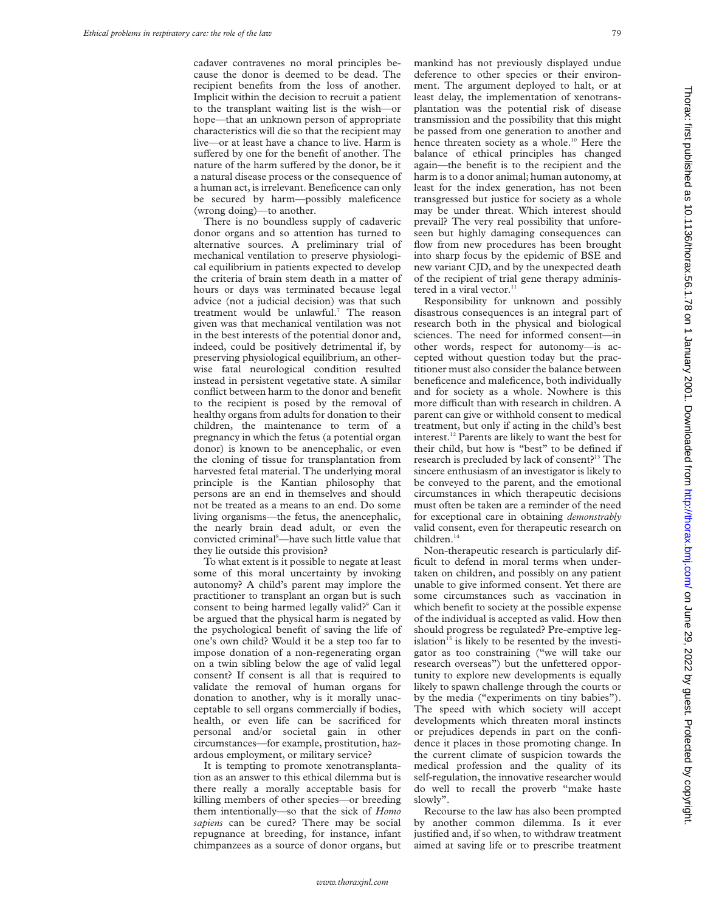cadaver contravenes no moral principles because the donor is deemed to be dead. The recipient benefits from the loss of another. Implicit within the decision to recruit a patient to the transplant waiting list is the wish—or hope—that an unknown person of appropriate characteristics will die so that the recipient may live—or at least have a chance to live. Harm is suffered by one for the benefit of another. The nature of the harm suffered by the donor, be it a natural disease process or the consequence of a human act, is irrelevant. Beneficence can only be secured by harm—possibly maleficence (wrong doing)—to another.

There is no boundless supply of cadaveric donor organs and so attention has turned to alternative sources. A preliminary trial of mechanical ventilation to preserve physiological equilibrium in patients expected to develop the criteria of brain stem death in a matter of hours or days was terminated because legal advice (not a judicial decision) was that such treatment would be unlawful.[7] The reason given was that mechanical ventilation was not in the best interests of the potential donor and, indeed, could be positively detrimental if, by preserving physiological equilibrium, an otherwise fatal neurological condition resulted instead in persistent vegetative state. A similar conflict between harm to the donor and benefit to the recipient is posed by the removal of healthy organs from adults for donation to their children, the maintenance to term of a pregnancy in which the fetus (a potential organ donor) is known to be anencephalic, or even the cloning of tissue for transplantation from harvested fetal material. The underlying moral principle is the Kantian philosophy that persons are an end in themselves and should not be treated as a means to an end. Do some living organisms—the fetus, the anencephalic, the nearly brain dead adult, or even the convicted criminal[8]—have such little value that they lie outside this provision?

To what extent is it possible to negate at least some of this moral uncertainty by invoking autonomy? A child's parent may implore the practitioner to transplant an organ but is such consent to being harmed legally valid?[9] Can it be argued that the physical harm is negated by the psychological benefit of saving the life of one's own child? Would it be a step too far to impose donation of a non-regenerating organ on a twin sibling below the age of valid legal consent? If consent is all that is required to validate the removal of human organs for donation to another, why is it morally unacceptable to sell organs commercially if bodies, health, or even life can be sacrificed for personal and/or societal gain in other circumstances—for example, prostitution, hazardous employment, or military service?

It is tempting to promote xenotransplantation as an answer to this ethical dilemma but is there really a morally acceptable basis for killing members of other species—or breeding them intentionally—so that the sick of *Homo sapiens* can be cured? There may be social repugnance at breeding, for instance, infant chimpanzees as a source of donor organs, but mankind has not previously displayed undue deference to other species or their environment. The argument deployed to halt, or at least delay, the implementation of xenotransplantation was the potential risk of disease transmission and the possibility that this might be passed from one generation to another and hence threaten society as a whole.[10] Here the balance of ethical principles has changed again—the benefit is to the recipient and the harm is to a donor animal; human autonomy, at least for the index generation, has not been transgressed but justice for society as a whole may be under threat. Which interest should prevail? The very real possibility that unforeseen but highly damaging consequences can flow from new procedures has been brought into sharp focus by the epidemic of BSE and new variant CJD, and by the unexpected death of the recipient of trial gene therapy administered in a viral vector.[11]

Responsibility for unknown and possibly disastrous consequences is an integral part of research both in the physical and biological sciences. The need for informed consent—in other words, respect for autonomy—is accepted without question today but the practitioner must also consider the balance between beneficence and maleficence, both individually and for society as a whole. Nowhere is this more difficult than with research in children. A parent can give or withhold consent to medical treatment, but only if acting in the child's best interest.[12] Parents are likely to want the best for their child, but how is "best" to be defined if research is precluded by lack of consent?[13] The sincere enthusiasm of an investigator is likely to be conveyed to the parent, and the emotional circumstances in which therapeutic decisions must often be taken are a reminder of the need for exceptional care in obtaining *demonstrably* valid consent, even for therapeutic research on children.[14]

Non-therapeutic research is particularly difficult to defend in moral terms when undertaken on children, and possibly on any patient unable to give informed consent. Yet there are some circumstances such as vaccination in which benefit to society at the possible expense of the individual is accepted as valid. How then should progress be regulated? Pre-emptive legislation[15] is likely to be resented by the investigator as too constraining ("we will take our research overseas") but the unfettered opportunity to explore new developments is equally likely to spawn challenge through the courts or by the media ("experiments on tiny babies"). The speed with which society will accept developments which threaten moral instincts or prejudices depends in part on the confidence it places in those promoting change. In the current climate of suspicion towards the medical profession and the quality of its self-regulation, the innovative researcher would do well to recall the proverb "make haste slowly".

Recourse to the law has also been prompted by another common dilemma. Is it ever justified and, if so when, to withdraw treatment aimed at saving life or to prescribe treatment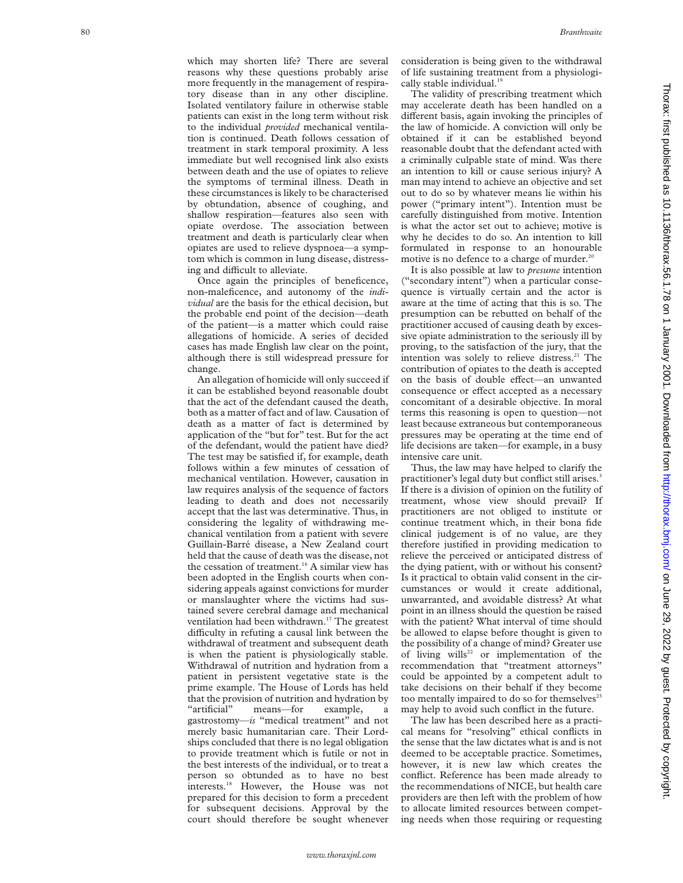which may shorten life? There are several reasons why these questions probably arise more frequently in the management of respiratory disease than in any other discipline. Isolated ventilatory failure in otherwise stable patients can exist in the long term without risk to the individual *provided* mechanical ventilation is continued. Death follows cessation of treatment in stark temporal proximity. A less immediate but well recognised link also exists between death and the use of opiates to relieve the symptoms of terminal illness. Death in these circumstances is likely to be characterised by obtundation, absence of coughing, and shallow respiration—features also seen with opiate overdose. The association between treatment and death is particularly clear when opiates are used to relieve dyspnoea—a symptom which is common in lung disease, distressing and difficult to alleviate.

Once again the principles of beneficence, non-maleficence, and autonomy of the *individual* are the basis for the ethical decision, but the probable end point of the decision—death of the patient—is a matter which could raise allegations of homicide. A series of decided cases has made English law clear on the point, although there is still widespread pressure for change.

An allegation of homicide will only succeed if it can be established beyond reasonable doubt that the act of the defendant caused the death, both as a matter of fact and of law. Causation of death as a matter of fact is determined by application of the "but for" test. But for the act of the defendant, would the patient have died? The test may be satisfied if, for example, death follows within a few minutes of cessation of mechanical ventilation. However, causation in law requires analysis of the sequence of factors leading to death and does not necessarily accept that the last was determinative. Thus, in considering the legality of withdrawing mechanical ventilation from a patient with severe Guillain-Barré disease, a New Zealand court held that the cause of death was the disease, not the cessation of treatment.[16] A similar view has been adopted in the English courts when considering appeals against convictions for murder or manslaughter where the victims had sustained severe cerebral damage and mechanical ventilation had been withdrawn.[17] The greatest difficulty in refuting a causal link between the withdrawal of treatment and subsequent death is when the patient is physiologically stable. Withdrawal of nutrition and hydration from a patient in persistent vegetative state is the prime example. The House of Lords has held that the provision of nutrition and hydration by "artificial" means—for example, a gastrostomy—*is* "medical treatment" and not merely basic humanitarian care. Their Lordships concluded that there is no legal obligation to provide treatment which is futile or not in the best interests of the individual, or to treat a person so obtunded as to have no best interests.[18] However, the House was not prepared for this decision to form a precedent for subsequent decisions. Approval by the court should therefore be sought whenever consideration is being given to the withdrawal of life sustaining treatment from a physiologically stable individual.[19]

The validity of prescribing treatment which may accelerate death has been handled on a different basis, again invoking the principles of the law of homicide. A conviction will only be obtained if it can be established beyond reasonable doubt that the defendant acted with a criminally culpable state of mind. Was there an intention to kill or cause serious injury? A man may intend to achieve an objective and set out to do so by whatever means lie within his power ("primary intent"). Intention must be carefully distinguished from motive. Intention is what the actor set out to achieve; motive is why he decides to do so. An intention to kill formulated in response to an honourable motive is no defence to a charge of murder.[20]

It is also possible at law to *presume* intention ("secondary intent") when a particular consequence is virtually certain and the actor is aware at the time of acting that this is so. The presumption can be rebutted on behalf of the practitioner accused of causing death by excessive opiate administration to the seriously ill by proving, to the satisfaction of the jury, that the intention was solely to relieve distress.[21] The contribution of opiates to the death is accepted on the basis of double effect—an unwanted consequence or effect accepted as a necessary concomitant of a desirable objective. In moral terms this reasoning is open to question—not least because extraneous but contemporaneous pressures may be operating at the time end of life decisions are taken—for example, in a busy intensive care unit.

Thus, the law may have helped to clarify the practitioner's legal duty but conflict still arises.[3] If there is a division of opinion on the futility of treatment, whose view should prevail? If practitioners are not obliged to institute or continue treatment which, in their bona fide clinical judgement is of no value, are they therefore justified in providing medication to relieve the perceived or anticipated distress of the dying patient, with or without his consent? Is it practical to obtain valid consent in the circumstances or would it create additional, unwarranted, and avoidable distress? At what point in an illness should the question be raised with the patient? What interval of time should be allowed to elapse before thought is given to the possibility of a change of mind? Greater use of living wills[22] or implementation of the recommendation that "treatment attorneys" could be appointed by a competent adult to take decisions on their behalf if they become too mentally impaired to do so for themselves[23] may help to avoid such conflict in the future.

The law has been described here as a practical means for "resolving" ethical conflicts in the sense that the law dictates what is and is not deemed to be acceptable practice. Sometimes, however, it is new law which creates the conflict. Reference has been made already to the recommendations of NICE, but health care providers are then left with the problem of how to allocate limited resources between competing needs when those requiring or requesting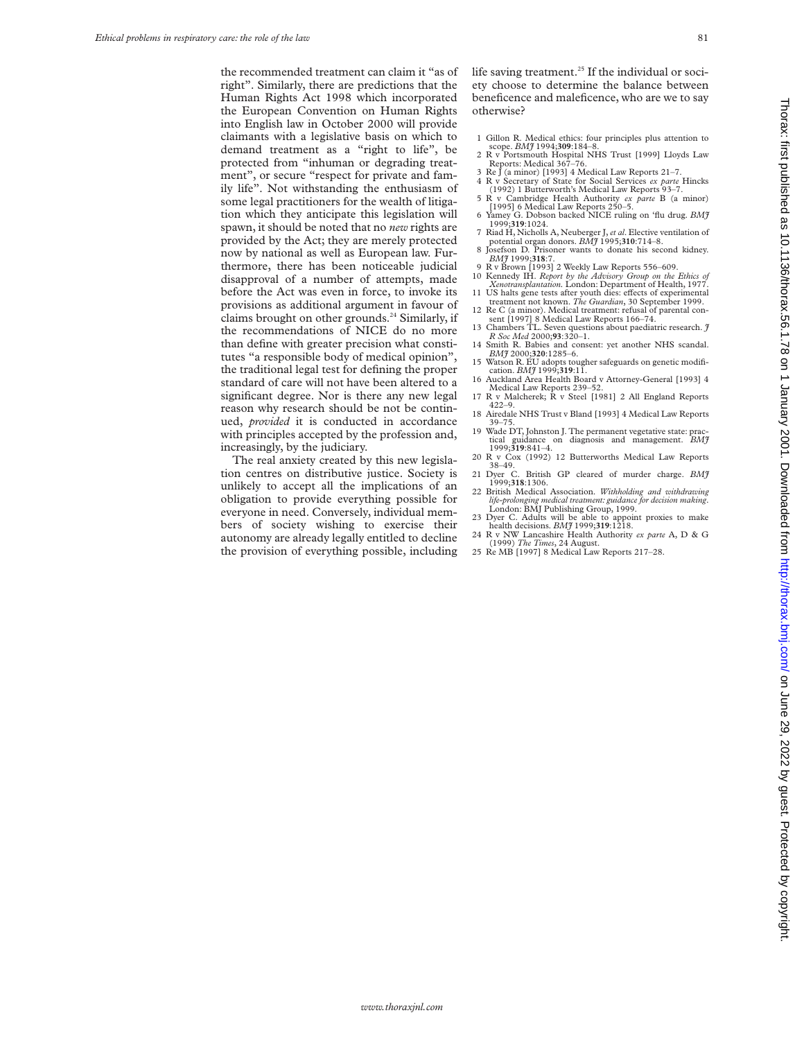the recommended treatment can claim it "as of right". Similarly, there are predictions that the Human Rights Act 1998 which incorporated the European Convention on Human Rights into English law in October 2000 will provide claimants with a legislative basis on which to demand treatment as a "right to life", be protected from "inhuman or degrading treatment", or secure "respect for private and family life". Not withstanding the enthusiasm of some legal practitioners for the wealth of litigation which they anticipate this legislation will spawn, it should be noted that no *new* rights are provided by the Act; they are merely protected now by national as well as European law. Furthermore, there has been noticeable judicial disapproval of a number of attempts, made before the Act was even in force, to invoke its provisions as additional argument in favour of claims brought on other grounds.[24] Similarly, if the recommendations of NICE do no more than define with greater precision what constitutes "a responsible body of medical opinion", the traditional legal test for defining the proper standard of care will not have been altered to a significant degree. Nor is there any new legal reason why research should be not be continued, *provided* it is conducted in accordance with principles accepted by the profession and, increasingly, by the judiciary.

The real anxiety created by this new legislation centres on distributive justice. Society is unlikely to accept all the implications of an obligation to provide everything possible for everyone in need. Conversely, individual members of society wishing to exercise their autonomy are already legally entitled to decline the provision of everything possible, including life saving treatment.[25] If the individual or society choose to determine the balance between beneficence and maleficence, who are we to say otherwise?

1. Gillon R. Medical ethics: four principles plus attention to scope. *BMJ* 1994;**309**:184–8.
2. R v Portsmouth Hospital NHS Trust [1999] Lloyds Law Reports: Medical 367–76.
3. Re J (a minor) [1993] 4 Medical Law Reports 21–7.
4. R v Secretary of State for Social Services *ex parte* Hincks (1992) 1 Butterworth's Medical Law Reports 93–7.
5. R v Cambridge Health Authority *ex parte* B (a minor) [1995] 6 Medical Law Reports 250–5.
6. Yamey G. Dobson backed NICE ruling on 'flu drug. *BMJ* 1999;**319**:1024.
7. Riad H, Nicholls A, Neuberger J, *et al*. Elective ventilation of potential organ donors. *BMJ* 1995;**310**:714–8.
8. Josefson D. Prisoner wants to donate his second kidney. *BMJ* 1999;**318**:7.
9. R v Brown [1993] 2 Weekly Law Reports 556–609.
10. Kennedy IH. *Report by the Advisory Group on the Ethics of Xenotransplantation.* London: Department of Health, 1977.
11. US halts gene tests after youth dies: effects of experimental treatment not known. *The Guardian*, 30 September 1999.
12. Re C (a minor). Medical treatment: refusal of parental consent [1997] 8 Medical Law Reports 166–74.
13. Chambers TL. Seven questions about paediatric research. *J R Soc Med* 2000;**93**:320–1.
14. Smith R. Babies and consent: yet another NHS scandal. *BMJ* 2000;**320**:1285–6.
15. Watson R. EU adopts tougher safeguards on genetic modification. *BMJ* 1999;**319**:11.
16. Auckland Area Health Board v Attorney-General [1993] 4 Medical Law Reports 239–52.
17. R v Malcherek; R v Steel [1981] 2 All England Reports 422–9.
18. Airedale NHS Trust v Bland [1993] 4 Medical Law Reports 39–75.
19. Wade DT, Johnston J. The permanent vegetative state: practical guidance on diagnosis and management. *BMJ* 1999;**319**:841–4.
20. R v Cox (1992) 12 Butterworths Medical Law Reports 38–49.
21. Dyer C. British GP cleared of murder charge. *BMJ* 1999;**318**:1306.
22. British Medical Association. *Withholding and withdrawing life-prolonging medical treatment: guidance for decision making*. London: BMJ Publishing Group, 1999.
23. Dyer C. Adults will be able to appoint proxies to make health decisions. *BMJ* 1999;**319**:1218.
24. R v NW Lancashire Health Authority *ex parte* A, D & G (1999) *The Times*, 24 August.
25. Re MB [1997] 8 Medical Law Reports 217–28.